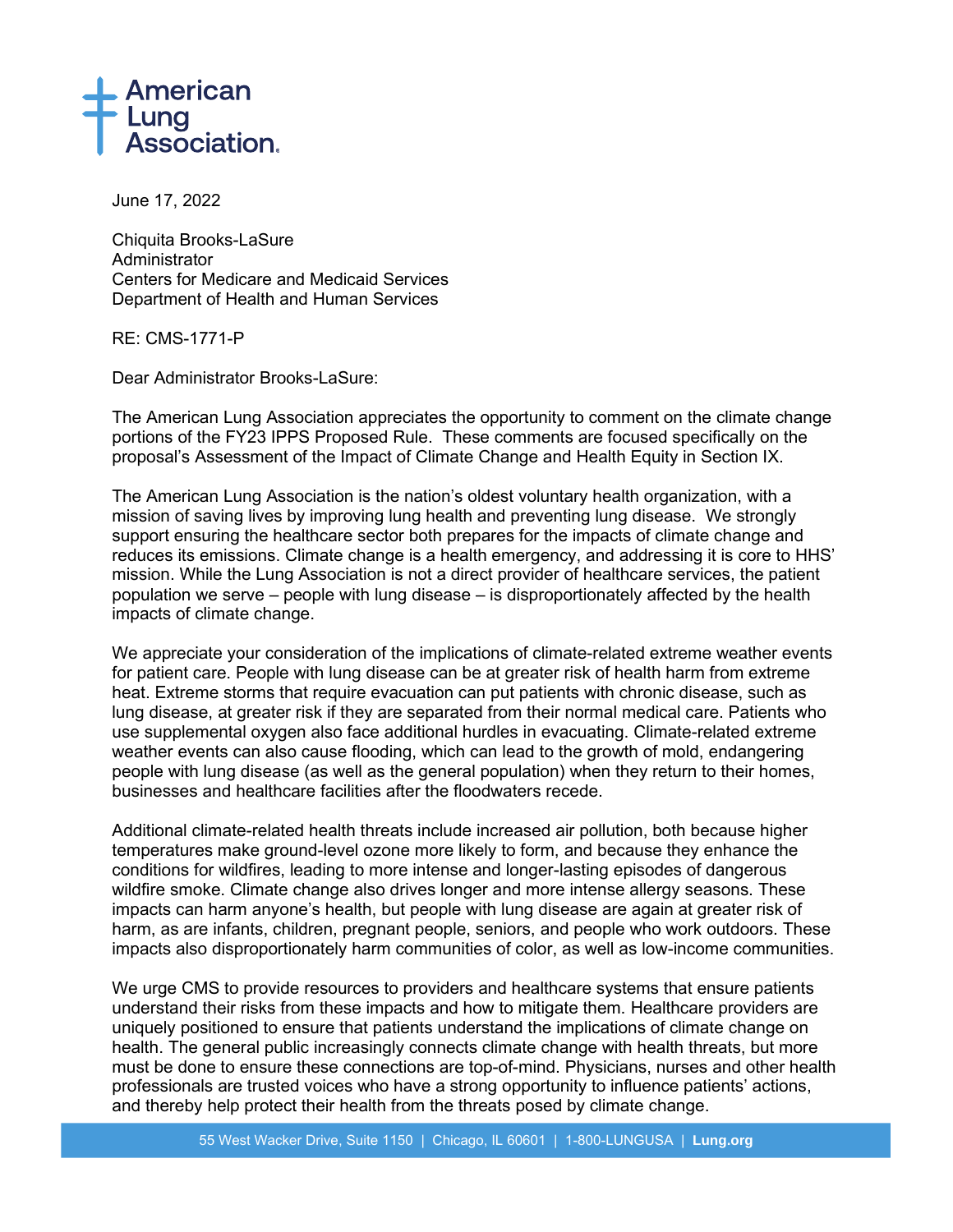American Lung Association.

June 17, 2022

Chiquita Brooks-LaSure
Administrator
Centers for Medicare and Medicaid Services
Department of Health and Human Services

RE: CMS-1771-P

Dear Administrator Brooks-LaSure:

The American Lung Association appreciates the opportunity to comment on the climate change portions of the FY23 IPPS Proposed Rule. These comments are focused specifically on the proposal's Assessment of the Impact of Climate Change and Health Equity in Section IX.

The American Lung Association is the nation's oldest voluntary health organization, with a mission of saving lives by improving lung health and preventing lung disease. We strongly support ensuring the healthcare sector both prepares for the impacts of climate change and reduces its emissions. Climate change is a health emergency, and addressing it is core to HHS' mission. While the Lung Association is not a direct provider of healthcare services, the patient population we serve – people with lung disease – is disproportionately affected by the health impacts of climate change.

We appreciate your consideration of the implications of climate-related extreme weather events for patient care. People with lung disease can be at greater risk of health harm from extreme heat. Extreme storms that require evacuation can put patients with chronic disease, such as lung disease, at greater risk if they are separated from their normal medical care. Patients who use supplemental oxygen also face additional hurdles in evacuating. Climate-related extreme weather events can also cause flooding, which can lead to the growth of mold, endangering people with lung disease (as well as the general population) when they return to their homes, businesses and healthcare facilities after the floodwaters recede.

Additional climate-related health threats include increased air pollution, both because higher temperatures make ground-level ozone more likely to form, and because they enhance the conditions for wildfires, leading to more intense and longer-lasting episodes of dangerous wildfire smoke. Climate change also drives longer and more intense allergy seasons. These impacts can harm anyone's health, but people with lung disease are again at greater risk of harm, as are infants, children, pregnant people, seniors, and people who work outdoors. These impacts also disproportionately harm communities of color, as well as low-income communities.

We urge CMS to provide resources to providers and healthcare systems that ensure patients understand their risks from these impacts and how to mitigate them. Healthcare providers are uniquely positioned to ensure that patients understand the implications of climate change on health. The general public increasingly connects climate change with health threats, but more must be done to ensure these connections are top-of-mind. Physicians, nurses and other health professionals are trusted voices who have a strong opportunity to influence patients' actions, and thereby help protect their health from the threats posed by climate change.

55 West Wacker Drive, Suite 1150 | Chicago, IL 60601 | 1-800-LUNGUSA | **Lung.org**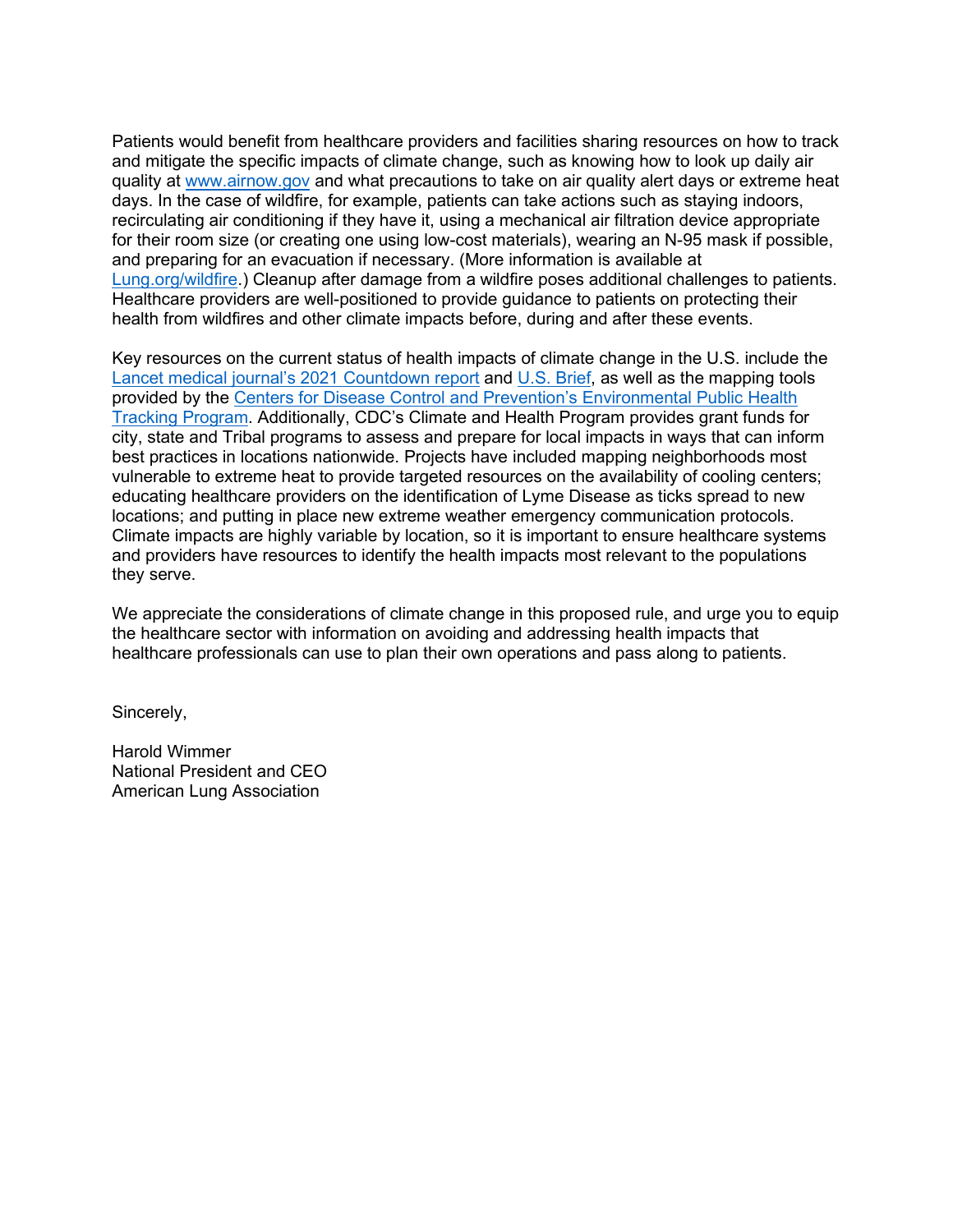Patients would benefit from healthcare providers and facilities sharing resources on how to track and mitigate the specific impacts of climate change, such as knowing how to look up daily air quality at [www.airnow.gov](www.airnow.gov) and what precautions to take on air quality alert days or extreme heat days. In the case of wildfire, for example, patients can take actions such as staying indoors, recirculating air conditioning if they have it, using a mechanical air filtration device appropriate for their room size (or creating one using low-cost materials), wearing an N-95 mask if possible, and preparing for an evacuation if necessary. (More information is available at [Lung.org/wildfire](Lung.org/wildfire).) Cleanup after damage from a wildfire poses additional challenges to patients. Healthcare providers are well-positioned to provide guidance to patients on protecting their health from wildfires and other climate impacts before, during and after these events.

Key resources on the current status of health impacts of climate change in the U.S. include the Lancet medical journal's 2021 Countdown report and U.S. Brief, as well as the mapping tools provided by the Centers for Disease Control and Prevention's Environmental Public Health Tracking Program. Additionally, CDC's Climate and Health Program provides grant funds for city, state and Tribal programs to assess and prepare for local impacts in ways that can inform best practices in locations nationwide. Projects have included mapping neighborhoods most vulnerable to extreme heat to provide targeted resources on the availability of cooling centers; educating healthcare providers on the identification of Lyme Disease as ticks spread to new locations; and putting in place new extreme weather emergency communication protocols. Climate impacts are highly variable by location, so it is important to ensure healthcare systems and providers have resources to identify the health impacts most relevant to the populations they serve.

We appreciate the considerations of climate change in this proposed rule, and urge you to equip the healthcare sector with information on avoiding and addressing health impacts that healthcare professionals can use to plan their own operations and pass along to patients.

Sincerely,

Harold Wimmer
National President and CEO
American Lung Association